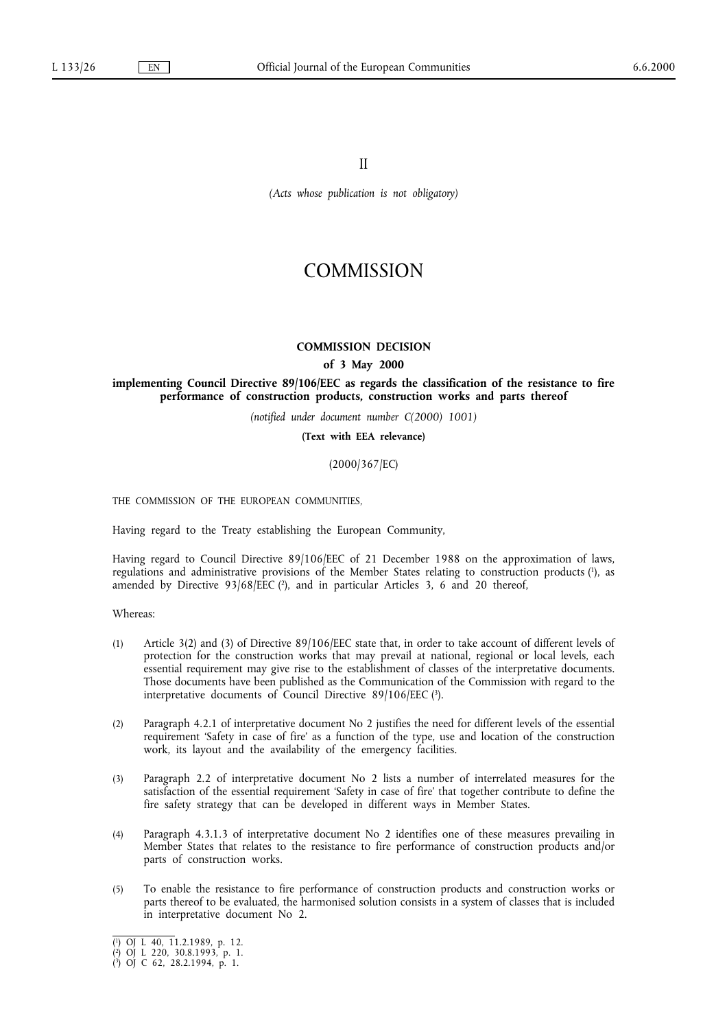II

*(Acts whose publication is not obligatory)*

# COMMISSION

## COMMISSION DECISION

**of 3 May 2000**

**implementing Council Directive 89/106/EEC as regards the classification of the resistance to fire performance of construction products, construction works and parts thereof**

*(notified under document number C(2000) 1001)*

**(Text with EEA relevance)**

(2000/367/EC)

THE COMMISSION OF THE EUROPEAN COMMUNITIES,

Having regard to the Treaty establishing the European Community,

Having regard to Council Directive 89/106/EEC of 21 December 1988 on the approximation of laws, regulations and administrative provisions of the Member States relating to construction products [1], as amended by Directive 93/68/EEC [2], and in particular Articles 3, 6 and 20 thereof,

Whereas:

(1) Article 3(2) and (3) of Directive 89/106/EEC state that, in order to take account of different levels of protection for the construction works that may prevail at national, regional or local levels, each essential requirement may give rise to the establishment of classes of the interpretative documents. Those documents have been published as the Communication of the Commission with regard to the interpretative documents of Council Directive 89/106/EEC [3].

(2) Paragraph 4.2.1 of interpretative document No 2 justifies the need for different levels of the essential requirement 'Safety in case of fire' as a function of the type, use and location of the construction work, its layout and the availability of the emergency facilities.

(3) Paragraph 2.2 of interpretative document No 2 lists a number of interrelated measures for the satisfaction of the essential requirement 'Safety in case of fire' that together contribute to define the fire safety strategy that can be developed in different ways in Member States.

(4) Paragraph 4.3.1.3 of interpretative document No 2 identifies one of these measures prevailing in Member States that relates to the resistance to fire performance of construction products and/or parts of construction works.

(5) To enable the resistance to fire performance of construction products and construction works or parts thereof to be evaluated, the harmonised solution consists in a system of classes that is included in interpretative document No 2.

---

[1] OJ L 40, 11.2.1989, p. 12.
[2] OJ L 220, 30.8.1993, p. 1.
[3] OJ C 62, 28.2.1994, p. 1.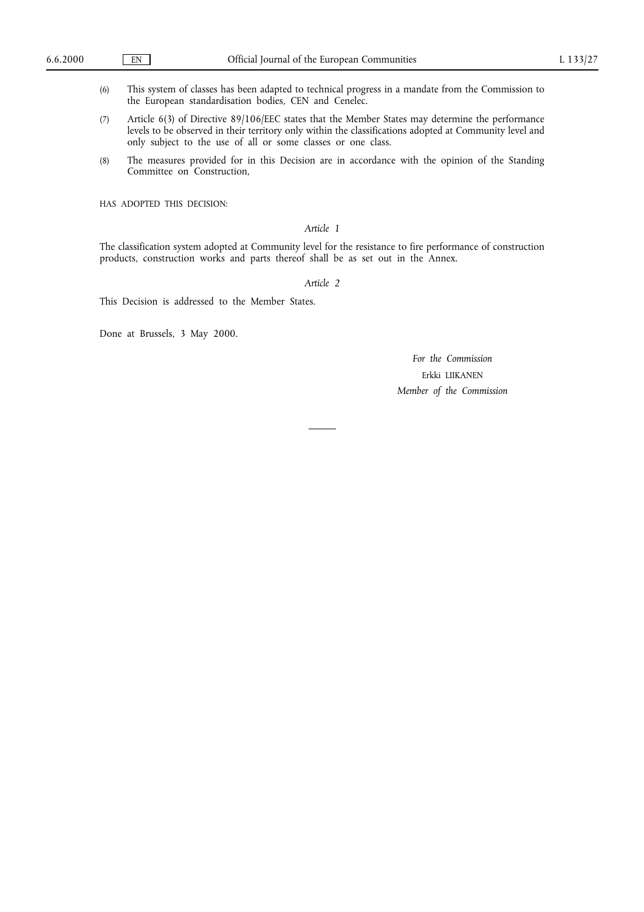(6) This system of classes has been adapted to technical progress in a mandate from the Commission to the European standardisation bodies, CEN and Cenelec.

(7) Article 6(3) of Directive 89/106/EEC states that the Member States may determine the performance levels to be observed in their territory only within the classifications adopted at Community level and only subject to the use of all or some classes or one class.

(8) The measures provided for in this Decision are in accordance with the opinion of the Standing Committee on Construction,

HAS ADOPTED THIS DECISION:

*Article 1*

The classification system adopted at Community level for the resistance to fire performance of construction products, construction works and parts thereof shall be as set out in the Annex.

*Article 2*

This Decision is addressed to the Member States.

Done at Brussels, 3 May 2000.

*For the Commission*

Erkki LIIKANEN

*Member of the Commission*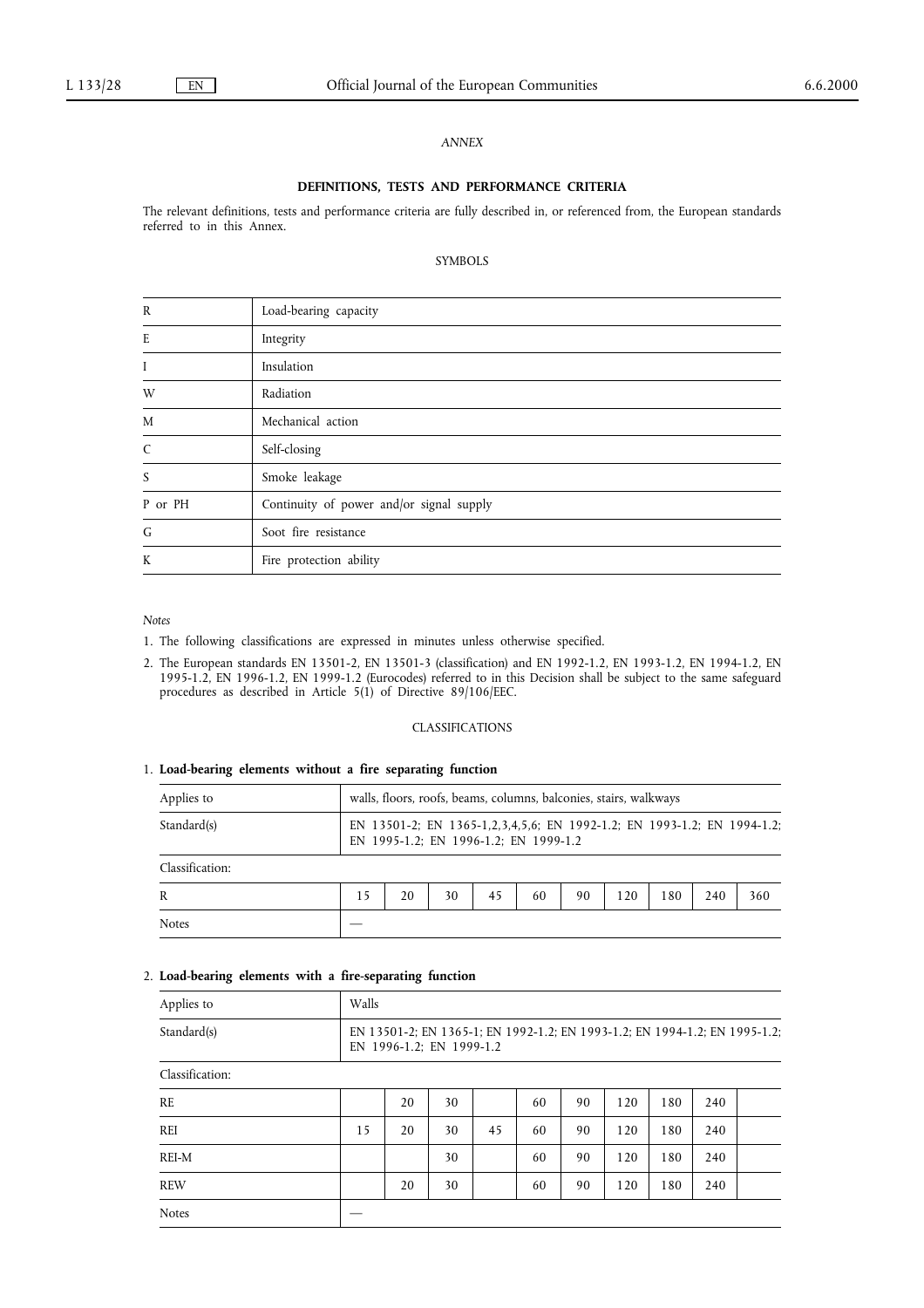*ANNEX*

## DEFINITIONS, TESTS AND PERFORMANCE CRITERIA

The relevant definitions, tests and performance criteria are fully described in, or referenced from, the European standards referred to in this Annex.

### SYMBOLS

| | |
|---|---|
| R | Load-bearing capacity |
| E | Integrity |
| I | Insulation |
| W | Radiation |
| M | Mechanical action |
| C | Self-closing |
| S | Smoke leakage |
| P or PH | Continuity of power and/or signal supply |
| G | Soot fire resistance |
| K | Fire protection ability |

*Notes*

1. The following classifications are expressed in minutes unless otherwise specified.
2. The European standards EN 13501-2, EN 13501-3 (classification) and EN 1992-1.2, EN 1993-1.2, EN 1994-1.2, EN 1995-1.2, EN 1996-1.2, EN 1999-1.2 (Eurocodes) referred to in this Decision shall be subject to the same safeguard procedures as described in Article 5(1) of Directive 89/106/EEC.

### CLASSIFICATIONS

1. **Load-bearing elements without a fire separating function**

| Applies to | walls, floors, roofs, beams, columns, balconies, stairs, walkways | | | | | | | | | |
|---|---|---|---|---|---|---|---|---|---|---|
| Standard(s) | EN 13501-2; EN 1365-1,2,3,4,5,6; EN 1992-1.2; EN 1993-1.2; EN 1994-1.2; EN 1995-1.2; EN 1996-1.2; EN 1999-1.2 | | | | | | | | | |
| Classification: | | | | | | | | | | |
| R | 15 | 20 | 30 | 45 | 60 | 90 | 120 | 180 | 240 | 360 |
| Notes | — | | | | | | | | | |

2. **Load-bearing elements with a fire-separating function**

| Applies to | Walls | | | | | | | | | |
|---|---|---|---|---|---|---|---|---|---|---|
| Standard(s) | EN 13501-2; EN 1365-1; EN 1992-1.2; EN 1993-1.2; EN 1994-1.2; EN 1995-1.2; EN 1996-1.2; EN 1999-1.2 | | | | | | | | | |
| Classification: | | | | | | | | | | |
| RE | | 20 | 30 | | 60 | 90 | 120 | 180 | 240 | |
| REI | 15 | 20 | 30 | 45 | 60 | 90 | 120 | 180 | 240 | |
| REI-M | | | 30 | | 60 | 90 | 120 | 180 | 240 | |
| REW | | 20 | 30 | | 60 | 90 | 120 | 180 | 240 | |
| Notes | — | | | | | | | | | |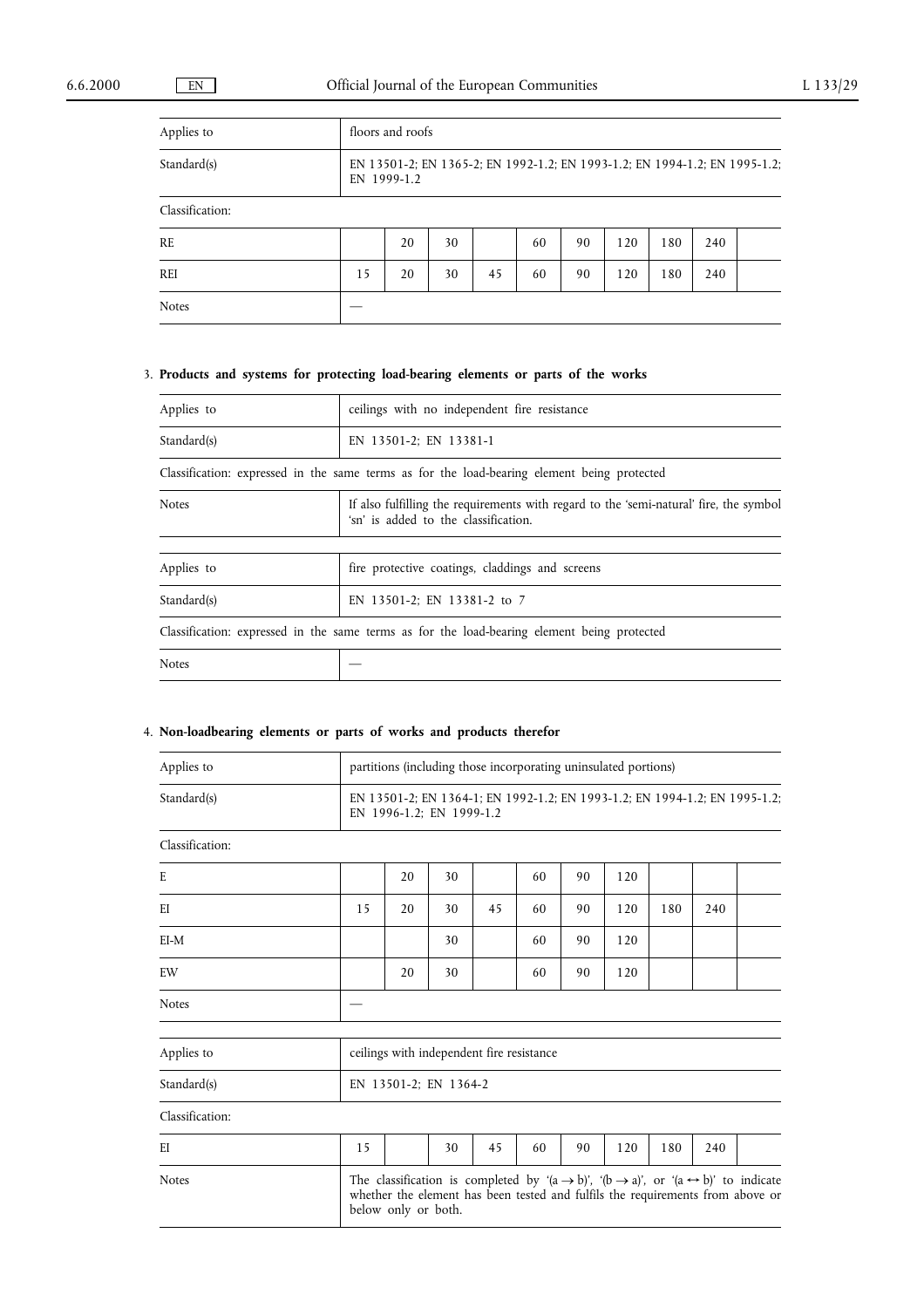| Applies to | floors and roofs | | | | | | | | | |
|---|---|---|---|---|---|---|---|---|---|---|
| Standard(s) | EN 13501-2; EN 1365-2; EN 1992-1.2; EN 1993-1.2; EN 1994-1.2; EN 1995-1.2; EN 1999-1.2 | | | | | | | | | |
| Classification: | | | | | | | | | | |
| RE | | 20 | 30 | | 60 | 90 | 120 | 180 | 240 | |
| REI | 15 | 20 | 30 | 45 | 60 | 90 | 120 | 180 | 240 | |
| Notes | — | | | | | | | | | |

3. **Products and systems for protecting load-bearing elements or parts of the works**

| Applies to | ceilings with no independent fire resistance |
|---|---|
| Standard(s) | EN 13501-2; EN 13381-1 |
| Classification: expressed in the same terms as for the load-bearing element being protected | |
| Notes | If also fulfilling the requirements with regard to the 'semi-natural' fire, the symbol 'sn' is added to the classification. |

| Applies to | fire protective coatings, claddings and screens |
|---|---|
| Standard(s) | EN 13501-2; EN 13381-2 to 7 |
| Classification: expressed in the same terms as for the load-bearing element being protected | |
| Notes | — |

4. **Non-loadbearing elements or parts of works and products therefor**

| Applies to | partitions (including those incorporating uninsulated portions) | | | | | | | | | |
|---|---|---|---|---|---|---|---|---|---|---|
| Standard(s) | EN 13501-2; EN 1364-1; EN 1992-1.2; EN 1993-1.2; EN 1994-1.2; EN 1995-1.2; EN 1996-1.2; EN 1999-1.2 | | | | | | | | | |
| Classification: | | | | | | | | | | |
| E | | 20 | 30 | | 60 | 90 | 120 | | | |
| EI | 15 | 20 | 30 | 45 | 60 | 90 | 120 | 180 | 240 | |
| EI-M | | | 30 | | 60 | 90 | 120 | | | |
| EW | | 20 | 30 | | 60 | 90 | 120 | | | |
| Notes | — | | | | | | | | | |

| Applies to | ceilings with independent fire resistance | | | | | | | | | |
|---|---|---|---|---|---|---|---|---|---|---|
| Standard(s) | EN 13501-2; EN 1364-2 | | | | | | | | | |
| Classification: | | | | | | | | | | |
| EI | 15 | | 30 | 45 | 60 | 90 | 120 | 180 | 240 | |
| Notes | The classification is completed by '(a → b)', '(b → a)', or '(a ↔ b)' to indicate whether the element has been tested and fulfils the requirements from above or below only or both. | | | | | | | | | |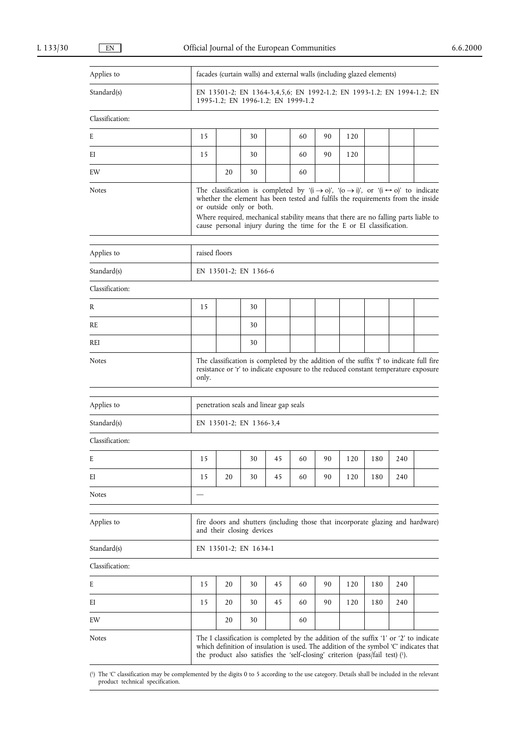| Applies to | facades (curtain walls) and external walls (including glazed elements) | | | | | | | | | |
|---|---|---|---|---|---|---|---|---|---|---|
| Standard(s) | EN 13501-2; EN 1364-3,4,5,6; EN 1992-1.2; EN 1993-1.2; EN 1994-1.2; EN 1995-1.2; EN 1996-1.2; EN 1999-1.2 | | | | | | | | | |
| Classification: | | | | | | | | | | |
| E | 15 | | 30 | | 60 | 90 | 120 | | | |
| EI | 15 | | 30 | | 60 | 90 | 120 | | | |
| EW | | 20 | 30 | | 60 | | | | | |
| Notes | The classification is completed by '(i → o)', '(o → i)', or '(i ↔ o)' to indicate whether the element has been tested and fulfils the requirements from the inside or outside only or both. Where required, mechanical stability means that there are no falling parts liable to cause personal injury during the time for the E or EI classification. | | | | | | | | | |

| Applies to | raised floors | | | | | | | | | |
|---|---|---|---|---|---|---|---|---|---|---|
| Standard(s) | EN 13501-2; EN 1366-6 | | | | | | | | | |
| Classification: | | | | | | | | | | |
| R | 15 | | 30 | | | | | | | |
| RE | | | 30 | | | | | | | |
| REI | | | 30 | | | | | | | |
| Notes | The classification is completed by the addition of the suffix 'f' to indicate full fire resistance or 'r' to indicate exposure to the reduced constant temperature exposure only. | | | | | | | | | |

| Applies to | penetration seals and linear gap seals | | | | | | | | | |
|---|---|---|---|---|---|---|---|---|---|---|
| Standard(s) | EN 13501-2; EN 1366-3,4 | | | | | | | | | |
| Classification: | | | | | | | | | | |
| E | 15 | | 30 | 45 | 60 | 90 | 120 | 180 | 240 | |
| EI | 15 | 20 | 30 | 45 | 60 | 90 | 120 | 180 | 240 | |
| Notes | — | | | | | | | | | |

| Applies to | fire doors and shutters (including those that incorporate glazing and hardware) and their closing devices | | | | | | | | | |
|---|---|---|---|---|---|---|---|---|---|---|
| Standard(s) | EN 13501-2; EN 1634-1 | | | | | | | | | |
| Classification: | | | | | | | | | | |
| E | 15 | 20 | 30 | 45 | 60 | 90 | 120 | 180 | 240 | |
| EI | 15 | 20 | 30 | 45 | 60 | 90 | 120 | 180 | 240 | |
| EW | | 20 | 30 | | 60 | | | | | |
| Notes | The I classification is completed by the addition of the suffix '1' or '2' to indicate which definition of insulation is used. The addition of the symbol 'C' indicates that the product also satisfies the 'self-closing' criterion (pass/fail test) [1]. | | | | | | | | | |

[1] The 'C' classification may be complemented by the digits 0 to 5 according to the use category. Details shall be included in the relevant product technical specification.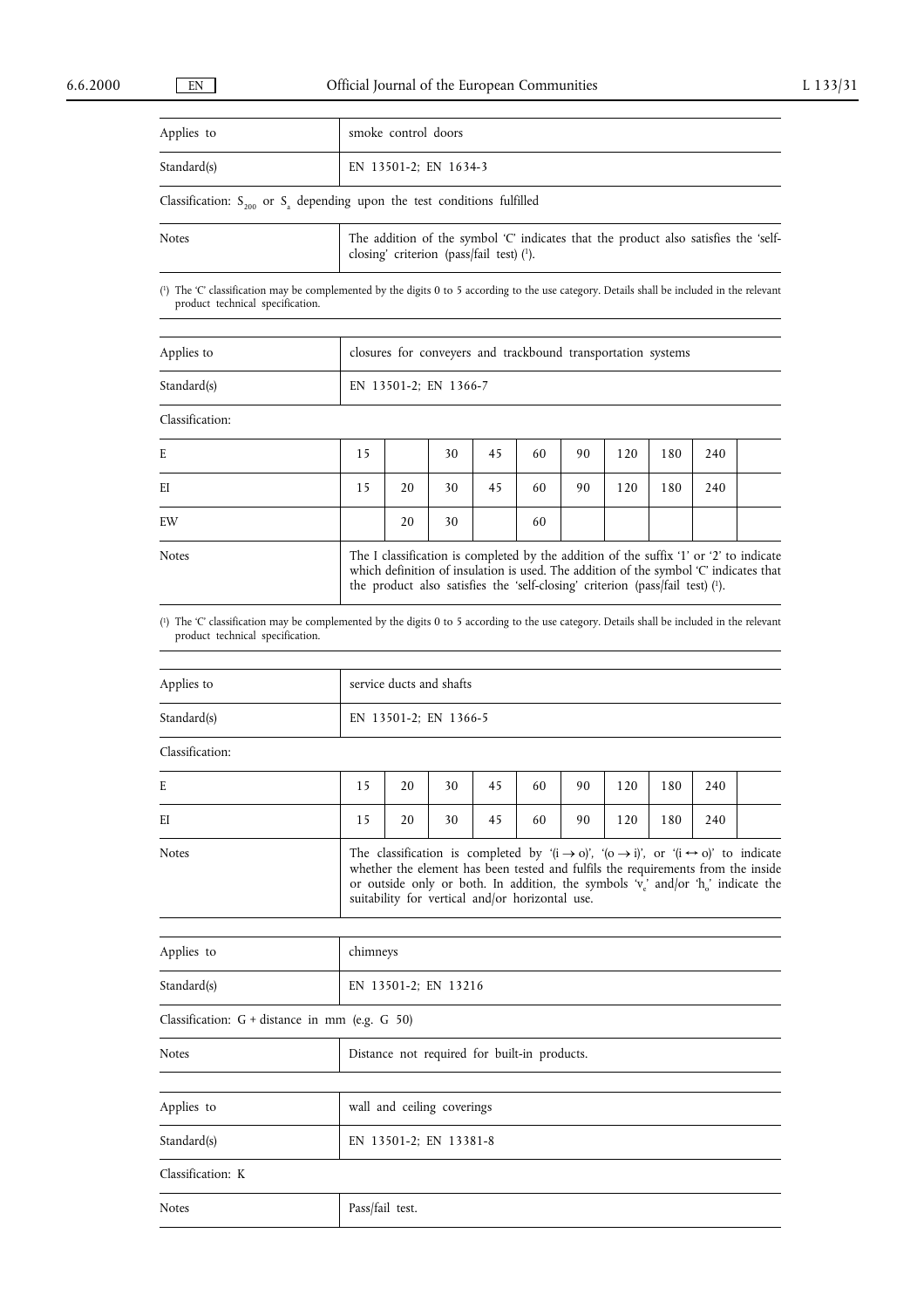| Applies to | smoke control doors |
|---|---|
| Standard(s) | EN 13501-2; EN 1634-3 |

Classification: $S_{200}$ or $S_a$ depending upon the test conditions fulfilled

| Notes | The addition of the symbol 'C' indicates that the product also satisfies the 'self-closing' criterion (pass/fail test) [1]. |
|---|---|

[1] The 'C' classification may be complemented by the digits 0 to 5 according to the use category. Details shall be included in the relevant product technical specification.

| Applies to | closures for conveyers and trackbound transportation systems |
|---|---|
| Standard(s) | EN 13501-2; EN 1366-7 |

Classification:

| | | | | | | | | | | |
|---|---|---|---|---|---|---|---|---|---|---|
| E | 15 | | 30 | 45 | 60 | 90 | 120 | 180 | 240 | |
| EI | 15 | 20 | 30 | 45 | 60 | 90 | 120 | 180 | 240 | |
| EW | | 20 | 30 | | 60 | | | | | |
| Notes | The I classification is completed by the addition of the suffix '1' or '2' to indicate which definition of insulation is used. The addition of the symbol 'C' indicates that the product also satisfies the 'self-closing' criterion (pass/fail test) [1]. | | | | | | | | | |

[1] The 'C' classification may be complemented by the digits 0 to 5 according to the use category. Details shall be included in the relevant product technical specification.

| Applies to | service ducts and shafts |
|---|---|
| Standard(s) | EN 13501-2; EN 1366-5 |

Classification:

| | | | | | | | | | | |
|---|---|---|---|---|---|---|---|---|---|---|
| E | 15 | 20 | 30 | 45 | 60 | 90 | 120 | 180 | 240 | |
| EI | 15 | 20 | 30 | 45 | 60 | 90 | 120 | 180 | 240 | |
| Notes | The classification is completed by '$(i \rightarrow o)$', '$(o \rightarrow i)$', or '$(i \leftrightarrow o)$' to indicate whether the element has been tested and fulfils the requirements from the inside or outside only or both. In addition, the symbols '$v_e$' and/or '$h_o$' indicate the suitability for vertical and/or horizontal use. | | | | | | | | | |

| Applies to | chimneys |
|---|---|
| Standard(s) | EN 13501-2; EN 13216 |

Classification: G + distance in mm (e.g. G 50)

| Notes | Distance not required for built-in products. |
|---|---|

| Applies to | wall and ceiling coverings |
|---|---|
| Standard(s) | EN 13501-2; EN 13381-8 |

Classification: K

| Notes | Pass/fail test. |
|---|---|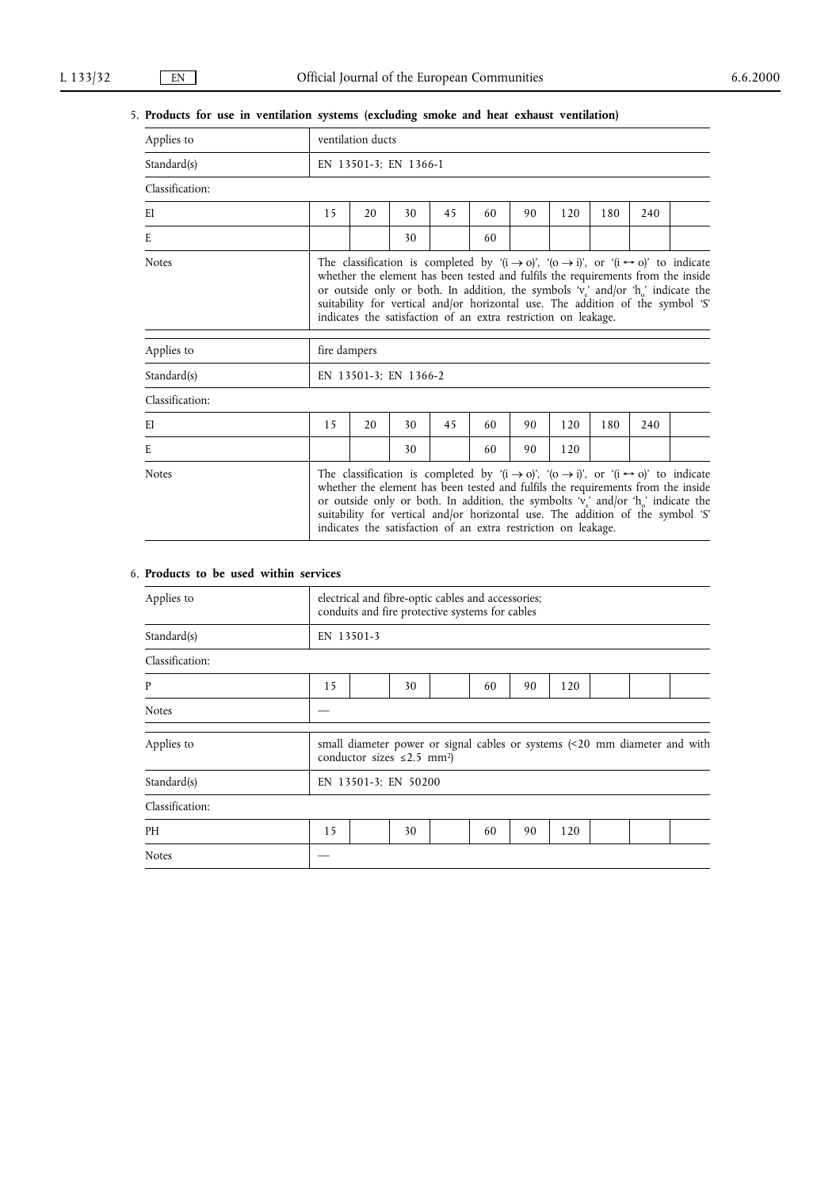5. **Products for use in ventilation systems (excluding smoke and heat exhaust ventilation)**

| | | | | | | | | | | |
|---|---|---|---|---|---|---|---|---|---|---|
| Applies to | ventilation ducts | | | | | | | | | |
| Standard(s) | EN 13501-3; EN 1366-1 | | | | | | | | | |
| Classification: | | | | | | | | | | |
| EI | 15 | 20 | 30 | 45 | 60 | 90 | 120 | 180 | 240 | |
| E | | | 30 | | 60 | | | | | |
| Notes | The classification is completed by '(i → o)', '(o → i)', or '(i ↔ o)' to indicate whether the element has been tested and fulfils the requirements from the inside or outside only or both. In addition, the symbols '$v_e$' and/or '$h_o$' indicate the suitability for vertical and/or horizontal use. The addition of the symbol 'S' indicates the satisfaction of an extra restriction on leakage. | | | | | | | | | |

| | | | | | | | | | | |
|---|---|---|---|---|---|---|---|---|---|---|
| Applies to | fire dampers | | | | | | | | | |
| Standard(s) | EN 13501-3; EN 1366-2 | | | | | | | | | |
| Classification: | | | | | | | | | | |
| EI | 15 | 20 | 30 | 45 | 60 | 90 | 120 | 180 | 240 | |
| E | | | 30 | | 60 | 90 | 120 | | | |
| Notes | The classification is completed by '(i → o)', '(o → i)', or '(i ↔ o)' to indicate whether the element has been tested and fulfils the requirements from the inside or outside only or both. In addition, the symbolts '$v_e$' and/or '$h_o$' indicate the suitability for vertical and/or horizontal use. The addition of the symbol 'S' indicates the satisfaction of an extra restriction on leakage. | | | | | | | | | |

6. **Products to be used within services**

| | | | | | | | | | | |
|---|---|---|---|---|---|---|---|---|---|---|
| Applies to | electrical and fibre-optic cables and accessories; conduits and fire protective systems for cables | | | | | | | | | |
| Standard(s) | EN 13501-3 | | | | | | | | | |
| Classification: | | | | | | | | | | |
| P | 15 | | 30 | | 60 | 90 | 120 | | | |
| Notes | — | | | | | | | | | |

| | | | | | | | | | | |
|---|---|---|---|---|---|---|---|---|---|---|
| Applies to | small diameter power or signal cables or systems (<20 mm diameter and with conductor sizes ≤2.5 mm²) | | | | | | | | | |
| Standard(s) | EN 13501-3; EN 50200 | | | | | | | | | |
| Classification: | | | | | | | | | | |
| PH | 15 | | 30 | | 60 | 90 | 120 | | | |
| Notes | — | | | | | | | | | |